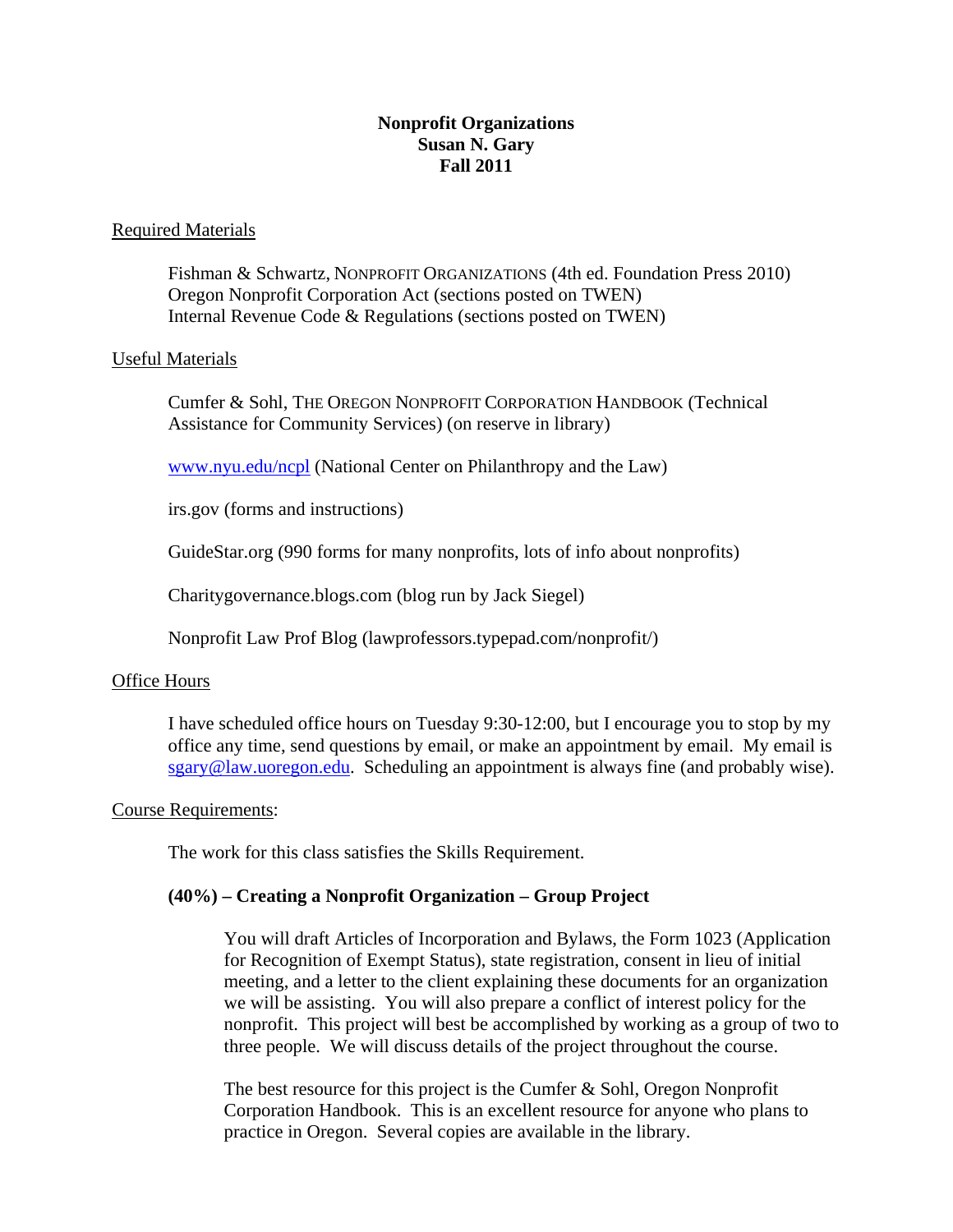**Nonprofit Organizations**
**Susan N. Gary**
**Fall 2011**

## Required Materials

Fishman & Schwartz, NONPROFIT ORGANIZATIONS (4th ed. Foundation Press 2010)
Oregon Nonprofit Corporation Act (sections posted on TWEN)
Internal Revenue Code & Regulations (sections posted on TWEN)

## Useful Materials

Cumfer & Sohl, THE OREGON NONPROFIT CORPORATION HANDBOOK (Technical Assistance for Community Services) (on reserve in library)

www.nyu.edu/ncpl (National Center on Philanthropy and the Law)

irs.gov (forms and instructions)

GuideStar.org (990 forms for many nonprofits, lots of info about nonprofits)

Charitygovernance.blogs.com (blog run by Jack Siegel)

Nonprofit Law Prof Blog (lawprofessors.typepad.com/nonprofit/)

## Office Hours

I have scheduled office hours on Tuesday 9:30-12:00, but I encourage you to stop by my office any time, send questions by email, or make an appointment by email. My email is sgary@law.uoregon.edu. Scheduling an appointment is always fine (and probably wise).

## Course Requirements:

The work for this class satisfies the Skills Requirement.

### (40%) – Creating a Nonprofit Organization – Group Project

You will draft Articles of Incorporation and Bylaws, the Form 1023 (Application for Recognition of Exempt Status), state registration, consent in lieu of initial meeting, and a letter to the client explaining these documents for an organization we will be assisting. You will also prepare a conflict of interest policy for the nonprofit. This project will best be accomplished by working as a group of two to three people. We will discuss details of the project throughout the course.

The best resource for this project is the Cumfer & Sohl, Oregon Nonprofit Corporation Handbook. This is an excellent resource for anyone who plans to practice in Oregon. Several copies are available in the library.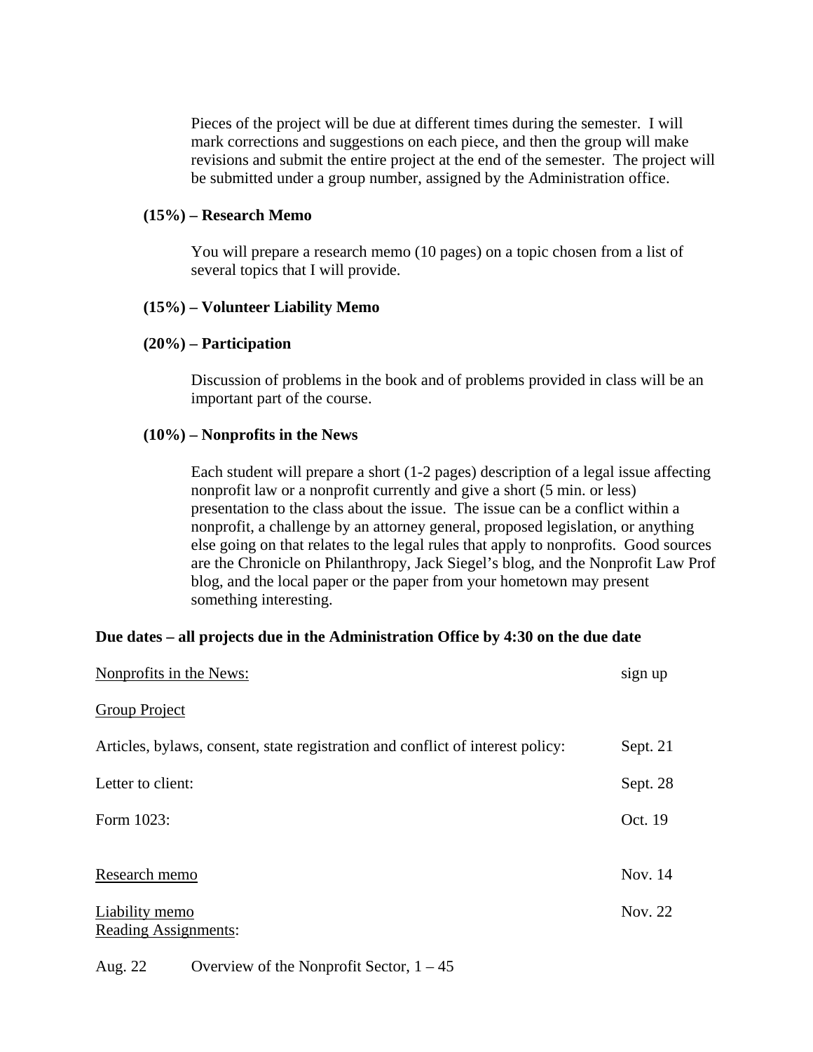Pieces of the project will be due at different times during the semester. I will mark corrections and suggestions on each piece, and then the group will make revisions and submit the entire project at the end of the semester. The project will be submitted under a group number, assigned by the Administration office.

**(15%) – Research Memo**

You will prepare a research memo (10 pages) on a topic chosen from a list of several topics that I will provide.

**(15%) – Volunteer Liability Memo**

**(20%) – Participation**

Discussion of problems in the book and of problems provided in class will be an important part of the course.

**(10%) – Nonprofits in the News**

Each student will prepare a short (1-2 pages) description of a legal issue affecting nonprofit law or a nonprofit currently and give a short (5 min. or less) presentation to the class about the issue. The issue can be a conflict within a nonprofit, a challenge by an attorney general, proposed legislation, or anything else going on that relates to the legal rules that apply to nonprofits. Good sources are the Chronicle on Philanthropy, Jack Siegel's blog, and the Nonprofit Law Prof blog, and the local paper or the paper from your hometown may present something interesting.

**Due dates – all projects due in the Administration Office by 4:30 on the due date**

| | |
|---|---|
| Nonprofits in the News: | sign up |
| Group Project | |
| Articles, bylaws, consent, state registration and conflict of interest policy: | Sept. 21 |
| Letter to client: | Sept. 28 |
| Form 1023: | Oct. 19 |
| Research memo | Nov. 14 |
| Liability memo | Nov. 22 |

Reading Assignments:

Aug. 22 Overview of the Nonprofit Sector, 1 – 45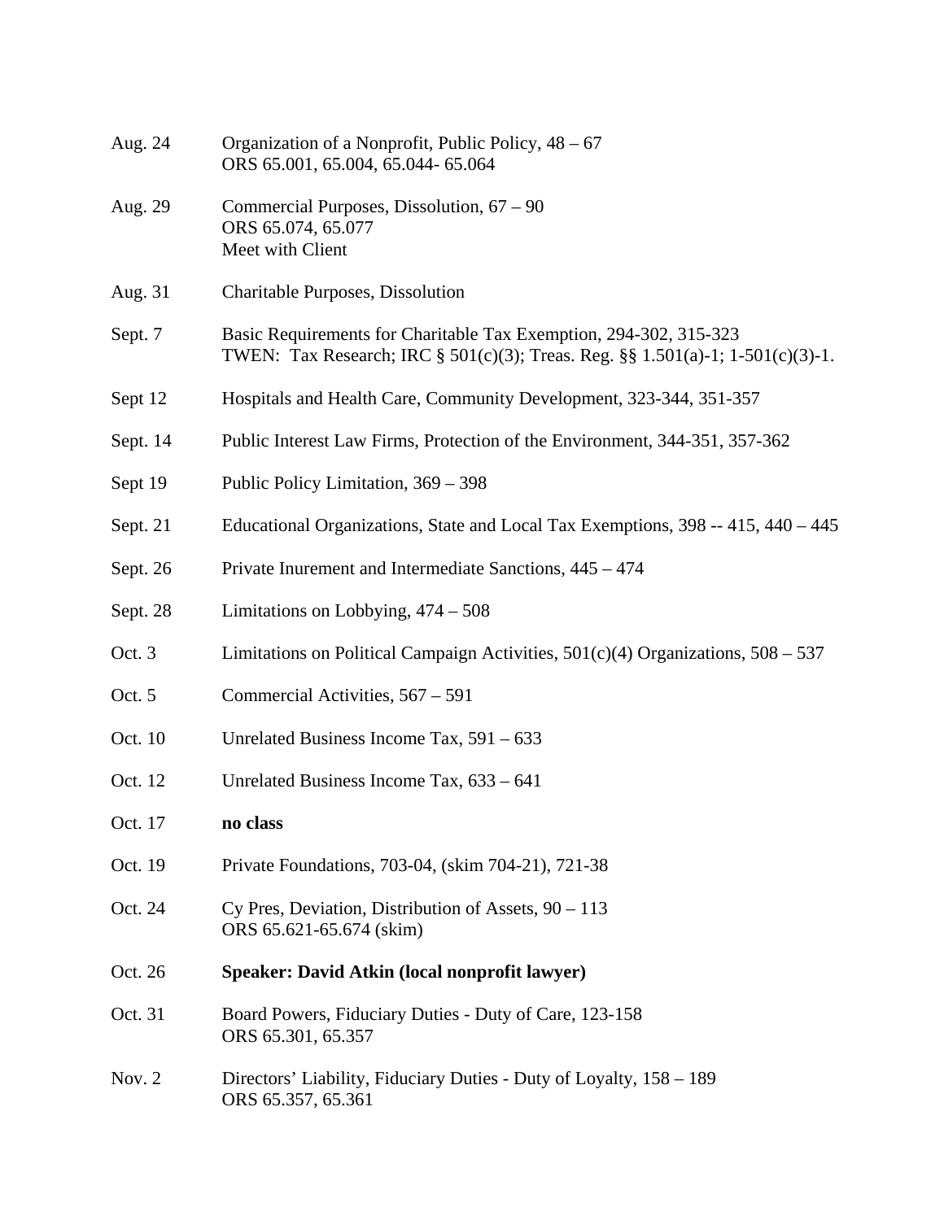| | |
|---|---|
| Aug. 24 | Organization of a Nonprofit, Public Policy, 48 – 67<br>ORS 65.001, 65.004, 65.044- 65.064 |
| Aug. 29 | Commercial Purposes, Dissolution, 67 – 90<br>ORS 65.074, 65.077<br>Meet with Client |
| Aug. 31 | Charitable Purposes, Dissolution |
| Sept. 7 | Basic Requirements for Charitable Tax Exemption, 294-302, 315-323<br>TWEN: Tax Research; IRC § 501(c)(3); Treas. Reg. §§ 1.501(a)-1; 1-501(c)(3)-1. |
| Sept 12 | Hospitals and Health Care, Community Development, 323-344, 351-357 |
| Sept. 14 | Public Interest Law Firms, Protection of the Environment, 344-351, 357-362 |
| Sept 19 | Public Policy Limitation, 369 – 398 |
| Sept. 21 | Educational Organizations, State and Local Tax Exemptions, 398 -- 415, 440 – 445 |
| Sept. 26 | Private Inurement and Intermediate Sanctions, 445 – 474 |
| Sept. 28 | Limitations on Lobbying, 474 – 508 |
| Oct. 3 | Limitations on Political Campaign Activities, 501(c)(4) Organizations, 508 – 537 |
| Oct. 5 | Commercial Activities, 567 – 591 |
| Oct. 10 | Unrelated Business Income Tax, 591 – 633 |
| Oct. 12 | Unrelated Business Income Tax, 633 – 641 |
| Oct. 17 | **no class** |
| Oct. 19 | Private Foundations, 703-04, (skim 704-21), 721-38 |
| Oct. 24 | Cy Pres, Deviation, Distribution of Assets, 90 – 113<br>ORS 65.621-65.674 (skim) |
| Oct. 26 | **Speaker: David Atkin (local nonprofit lawyer)** |
| Oct. 31 | Board Powers, Fiduciary Duties - Duty of Care, 123-158<br>ORS 65.301, 65.357 |
| Nov. 2 | Directors' Liability, Fiduciary Duties - Duty of Loyalty, 158 – 189<br>ORS 65.357, 65.361 |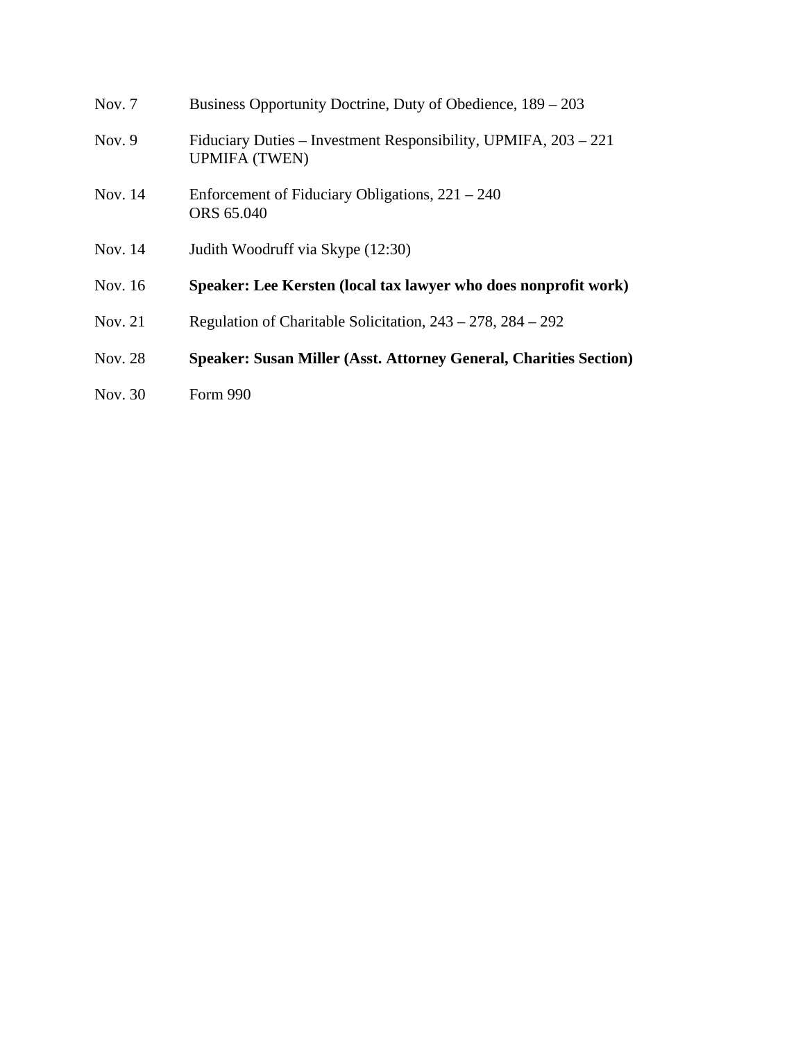| | |
|---|---|
| Nov. 7 | Business Opportunity Doctrine, Duty of Obedience, 189 – 203 |
| Nov. 9 | Fiduciary Duties – Investment Responsibility, UPMIFA, 203 – 221<br>UPMIFA (TWEN) |
| Nov. 14 | Enforcement of Fiduciary Obligations, 221 – 240<br>ORS 65.040 |
| Nov. 14 | Judith Woodruff via Skype (12:30) |
| Nov. 16 | **Speaker: Lee Kersten (local tax lawyer who does nonprofit work)** |
| Nov. 21 | Regulation of Charitable Solicitation, 243 – 278, 284 – 292 |
| Nov. 28 | **Speaker: Susan Miller (Asst. Attorney General, Charities Section)** |
| Nov. 30 | Form 990 |